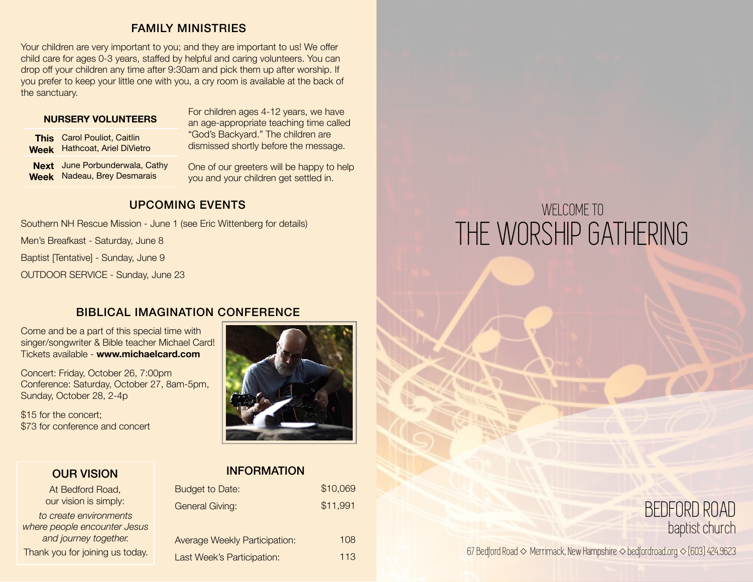## FAMILY MINISTRIES

Your children are very important to you; and they are important to us! We offer child care for ages 0-3 years, staffed by helpful and caring volunteers. You can drop off your children any time after 9:30am and pick them up after worship. If you prefer to keep your little one with you, a cry room is available at the back of the sanctuary.

| NURSERY VOLUNTEERS | |
|---|---|
| **This Week** | Carol Pouliot, Caitlin Hathcoat, Ariel DiVietro |
| **Next Week** | June Porbunderwala, Cathy Nadeau, Brey Desmarais |

For children ages 4-12 years, we have an age-appropriate teaching time called "God's Backyard." The children are dismissed shortly before the message.

One of our greeters will be happy to help you and your children get settled in.

## UPCOMING EVENTS

Southern NH Rescue Mission - June 1 (see Eric Wittenberg for details)

Men's Breafkast - Saturday, June 8

Baptist [Tentative] - Sunday, June 9

OUTDOOR SERVICE - Sunday, June 23

## BIBLICAL IMAGINATION CONFERENCE

Come and be a part of this special time with singer/songwriter & Bible teacher Michael Card! Tickets available - **www.michaelcard.com**

Concert: Friday, October 26, 7:00pm
Conference: Saturday, October 27, 8am-5pm, Sunday, October 28, 2-4p

$15 for the concert;
$73 for conference and concert

## OUR VISION

At Bedford Road, our vision is simply:

*to create environments where people encounter Jesus and journey together.*

Thank you for joining us today.

## INFORMATION

| | |
|---|---|
| Budget to Date: | $10,069 |
| General Giving: | $11,991 |
| Average Weekly Participation: | 108 |
| Last Week's Participation: | 113 |

WELCOME TO

# THE WORSHIP GATHERING

BEDFORD ROAD
baptist church

67 Bedford Road ◇ Merrimack, New Hampshire ◇ bedfordroad.org ◇ (603) 424.9623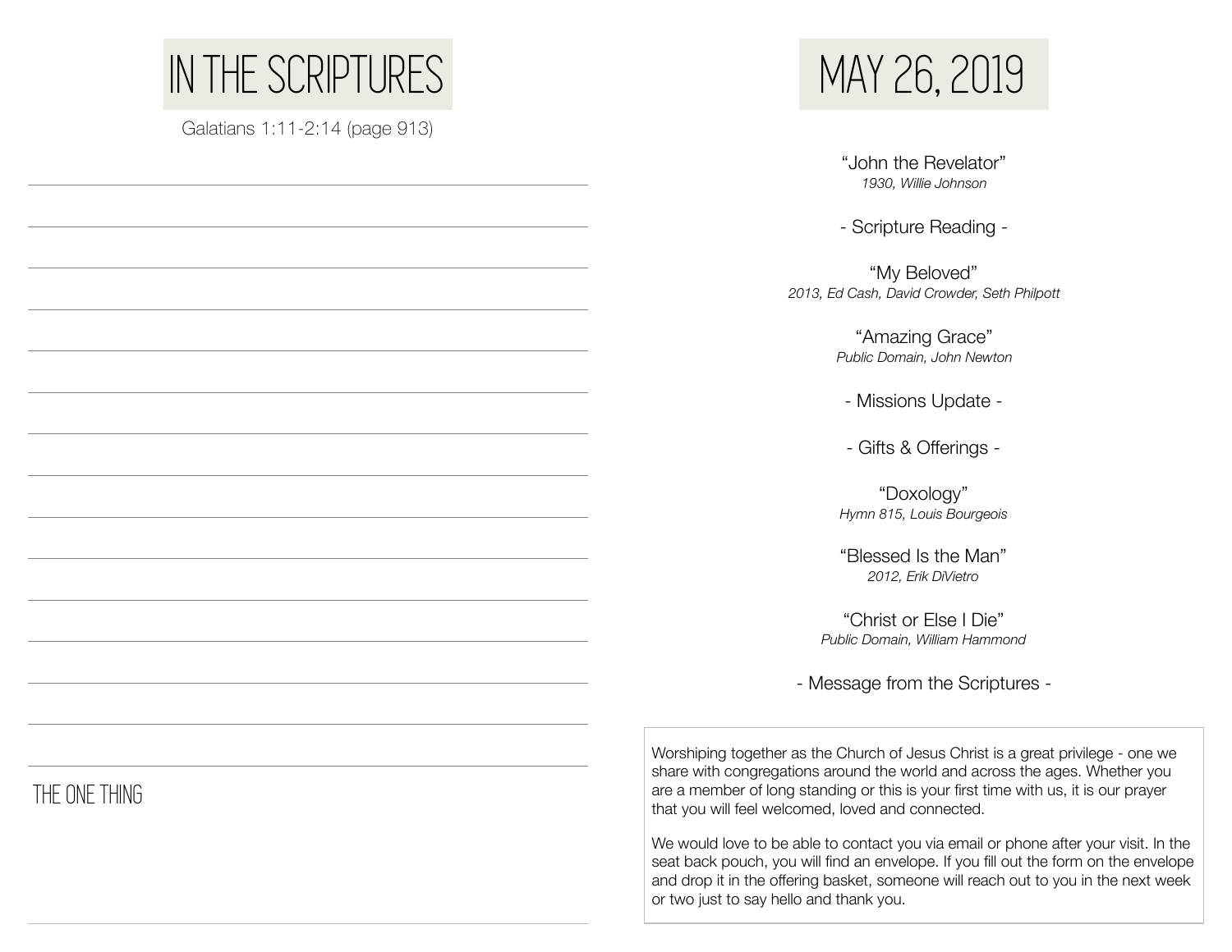# IN THE SCRIPTURES

Galatians 1:11-2:14 (page 913)

## THE ONE THING

# MAY 26, 2019

"John the Revelator"
*1930, Willie Johnson*

- Scripture Reading -

"My Beloved"
*2013, Ed Cash, David Crowder, Seth Philpott*

"Amazing Grace"
*Public Domain, John Newton*

- Missions Update -

- Gifts & Offerings -

"Doxology"
*Hymn 815, Louis Bourgeois*

"Blessed Is the Man"
*2012, Erik DiVietro*

"Christ or Else I Die"
*Public Domain, William Hammond*

- Message from the Scriptures -

Worshiping together as the Church of Jesus Christ is a great privilege - one we share with congregations around the world and across the ages. Whether you are a member of long standing or this is your first time with us, it is our prayer that you will feel welcomed, loved and connected.

We would love to be able to contact you via email or phone after your visit. In the seat back pouch, you will find an envelope. If you fill out the form on the envelope and drop it in the offering basket, someone will reach out to you in the next week or two just to say hello and thank you.